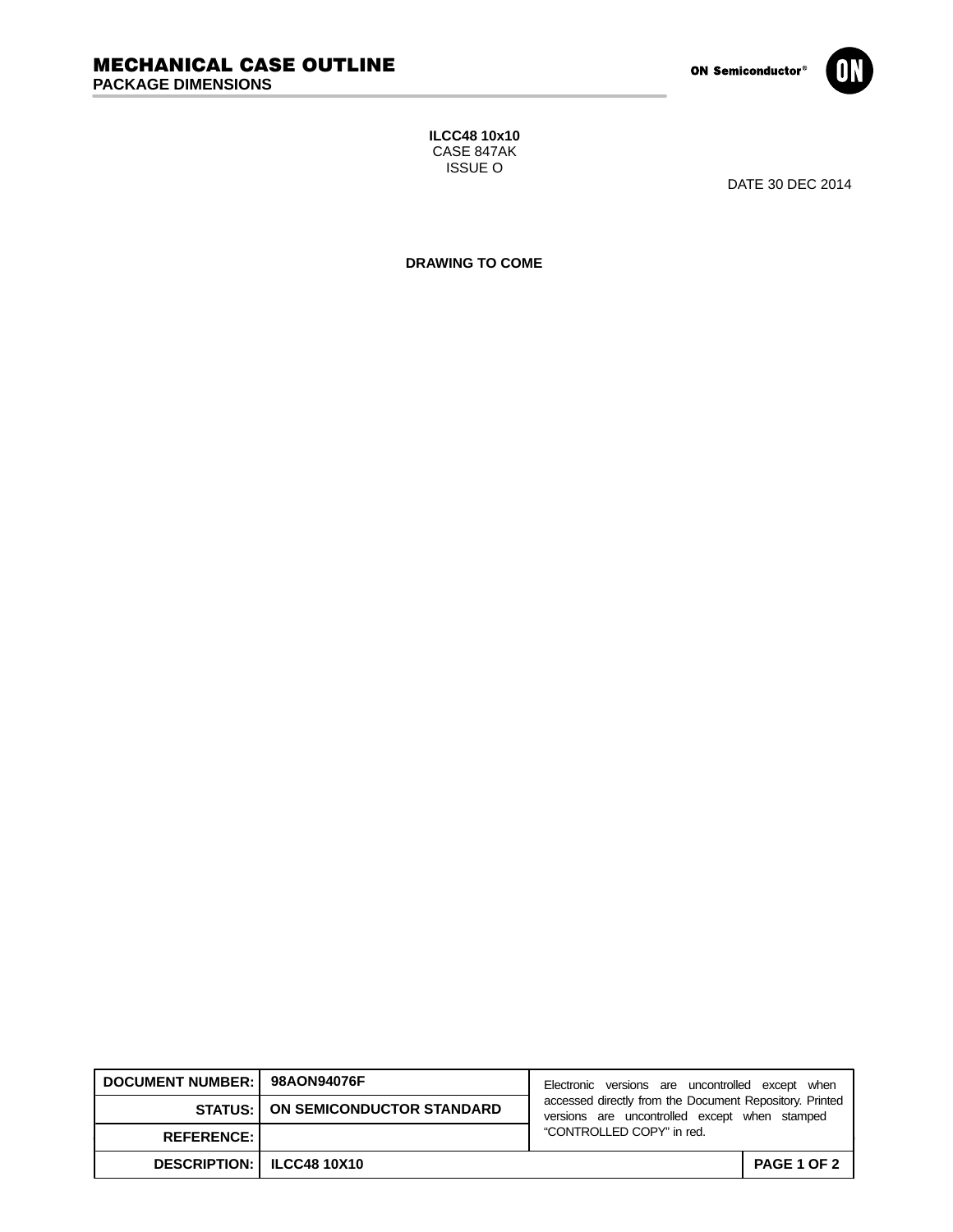# MECHANICAL CASE OUTLINE

## PACKAGE DIMENSIONS

ON Semiconductor®

**ILCC48 10x10**
CASE 847AK
ISSUE O

DATE 30 DEC 2014

**DRAWING TO COME**

| DOCUMENT NUMBER: | 98AON94076F | Electronic versions are uncontrolled except when accessed directly from the Document Repository. Printed versions are uncontrolled except when stamped “CONTROLLED COPY” in red. |
|---|---|---|
| STATUS: | ON SEMICONDUCTOR STANDARD | |
| REFERENCE: | | |
| DESCRIPTION: | ILCC48 10X10 | PAGE 1 OF 2 |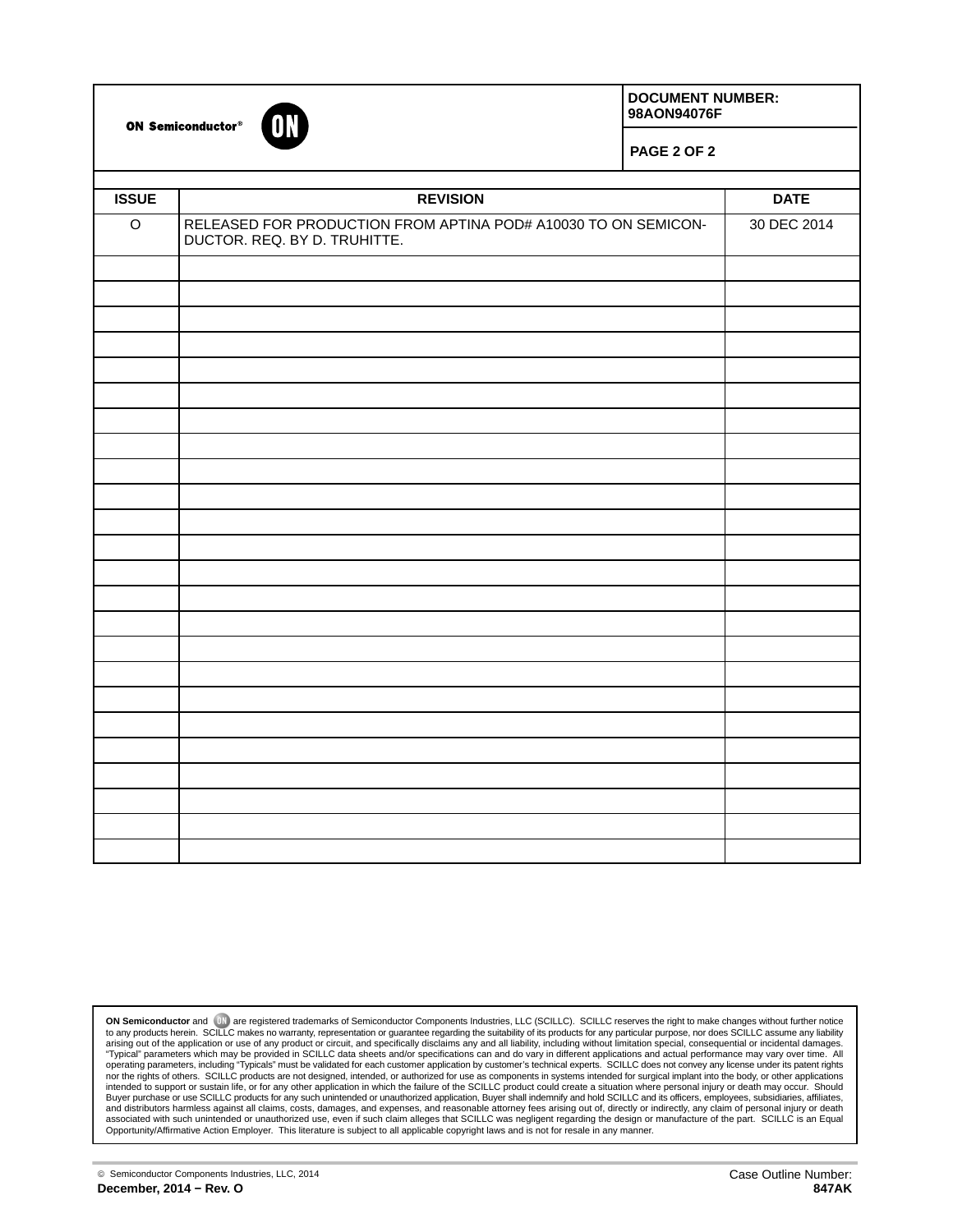ON Semiconductor®

**DOCUMENT NUMBER:**
**98AON94076F**

**PAGE 2 OF 2**

| ISSUE | REVISION | DATE |
|---|---|---|
| O | RELEASED FOR PRODUCTION FROM APTINA POD# A10030 TO ON SEMICONDUCTOR. REQ. BY D. TRUHITTE. | 30 DEC 2014 |
| | | |
| | | |
| | | |
| | | |
| | | |
| | | |
| | | |
| | | |
| | | |
| | | |
| | | |
| | | |
| | | |
| | | |
| | | |
| | | |
| | | |
| | | |
| | | |
| | | |
| | | |
| | | |
| | | |
| | | |

**ON Semiconductor** and ON are registered trademarks of Semiconductor Components Industries, LLC (SCILLC). SCILLC reserves the right to make changes without further notice to any products herein. SCILLC makes no warranty, representation or guarantee regarding the suitability of its products for any particular purpose, nor does SCILLC assume any liability arising out of the application or use of any product or circuit, and specifically disclaims any and all liability, including without limitation special, consequential or incidental damages. "Typical" parameters which may be provided in SCILLC data sheets and/or specifications can and do vary in different applications and actual performance may vary over time. All operating parameters, including "Typicals" must be validated for each customer application by customer's technical experts. SCILLC does not convey any license under its patent rights nor the rights of others. SCILLC products are not designed, intended, or authorized for use as components in systems intended for surgical implant into the body, or other applications intended to support or sustain life, or for any other application in which the failure of the SCILLC product could create a situation where personal injury or death may occur. Should Buyer purchase or use SCILLC products for any such unintended or unauthorized application, Buyer shall indemnify and hold SCILLC and its officers, employees, subsidiaries, affiliates, and distributors harmless against all claims, costs, damages, and expenses, and reasonable attorney fees arising out of, directly or indirectly, any claim of personal injury or death associated with such unintended or unauthorized use, even if such claim alleges that SCILLC was negligent regarding the design or manufacture of the part. SCILLC is an Equal Opportunity/Affirmative Action Employer. This literature is subject to all applicable copyright laws and is not for resale in any manner.

© Semiconductor Components Industries, LLC, 2014
**December, 2014 − Rev. O**

Case Outline Number:
**847AK**